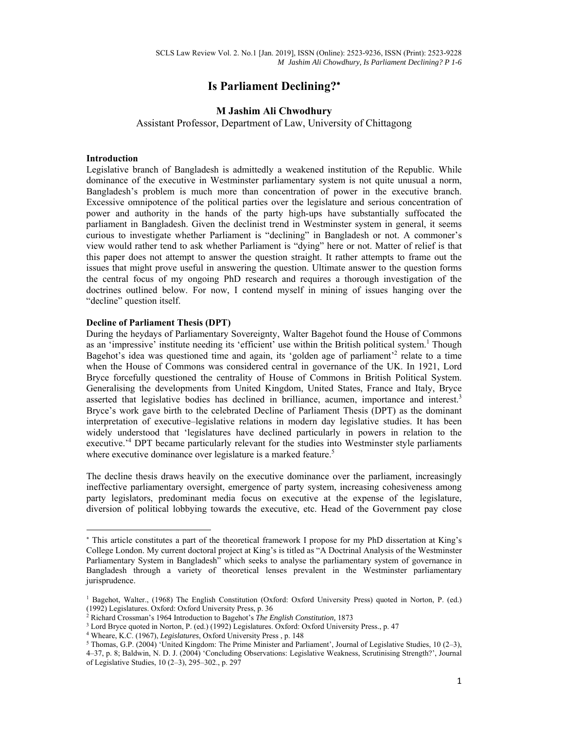# Is Parliament Declining?[*]

**M Jashim Ali Chwodhury**

Assistant Professor, Department of Law, University of Chittagong

## Introduction

Legislative branch of Bangladesh is admittedly a weakened institution of the Republic. While dominance of the executive in Westminster parliamentary system is not quite unusual a norm, Bangladesh's problem is much more than concentration of power in the executive branch. Excessive omnipotence of the political parties over the legislature and serious concentration of power and authority in the hands of the party high-ups have substantially suffocated the parliament in Bangladesh. Given the declinist trend in Westminster system in general, it seems curious to investigate whether Parliament is "declining" in Bangladesh or not. A commoner's view would rather tend to ask whether Parliament is "dying" here or not. Matter of relief is that this paper does not attempt to answer the question straight. It rather attempts to frame out the issues that might prove useful in answering the question. Ultimate answer to the question forms the central focus of my ongoing PhD research and requires a thorough investigation of the doctrines outlined below. For now, I contend myself in mining of issues hanging over the "decline" question itself.

## Decline of Parliament Thesis (DPT)

During the heydays of Parliamentary Sovereignty, Walter Bagehot found the House of Commons as an 'impressive' institute needing its 'efficient' use within the British political system.[1] Though Bagehot's idea was questioned time and again, its 'golden age of parliament'[2] relate to a time when the House of Commons was considered central in governance of the UK. In 1921, Lord Bryce forcefully questioned the centrality of House of Commons in British Political System. Generalising the developments from United Kingdom, United States, France and Italy, Bryce asserted that legislative bodies has declined in brilliance, acumen, importance and interest.[3] Bryce's work gave birth to the celebrated Decline of Parliament Thesis (DPT) as the dominant interpretation of executive–legislative relations in modern day legislative studies. It has been widely understood that 'legislatures have declined particularly in powers in relation to the executive.'[4] DPT became particularly relevant for the studies into Westminster style parliaments where executive dominance over legislature is a marked feature.[5]

The decline thesis draws heavily on the executive dominance over the parliament, increasingly ineffective parliamentary oversight, emergence of party system, increasing cohesiveness among party legislators, predominant media focus on executive at the expense of the legislature, diversion of political lobbying towards the executive, etc. Head of the Government pay close

---

[*] This article constitutes a part of the theoretical framework I propose for my PhD dissertation at King's College London. My current doctoral project at King's is titled as "A Doctrinal Analysis of the Westminster Parliamentary System in Bangladesh" which seeks to analyse the parliamentary system of governance in Bangladesh through a variety of theoretical lenses prevalent in the Westminster parliamentary jurisprudence.

[1] Bagehot, Walter., (1968) The English Constitution (Oxford: Oxford University Press) quoted in Norton, P. (ed.) (1992) Legislatures. Oxford: Oxford University Press, p. 36

[2] Richard Crossman's 1964 Introduction to Bagehot's *The English Constitution,* 1873

[3] Lord Bryce quoted in Norton, P. (ed.) (1992) Legislatures. Oxford: Oxford University Press., p. 47

[4] Wheare, K.C. (1967), *Legislatures*, Oxford University Press , p. 148

[5] Thomas, G.P. (2004) 'United Kingdom: The Prime Minister and Parliament', Journal of Legislative Studies, 10 (2–3), 4–37, p. 8; Baldwin, N. D. J. (2004) 'Concluding Observations: Legislative Weakness, Scrutinising Strength?', Journal of Legislative Studies, 10 (2–3), 295–302., p. 297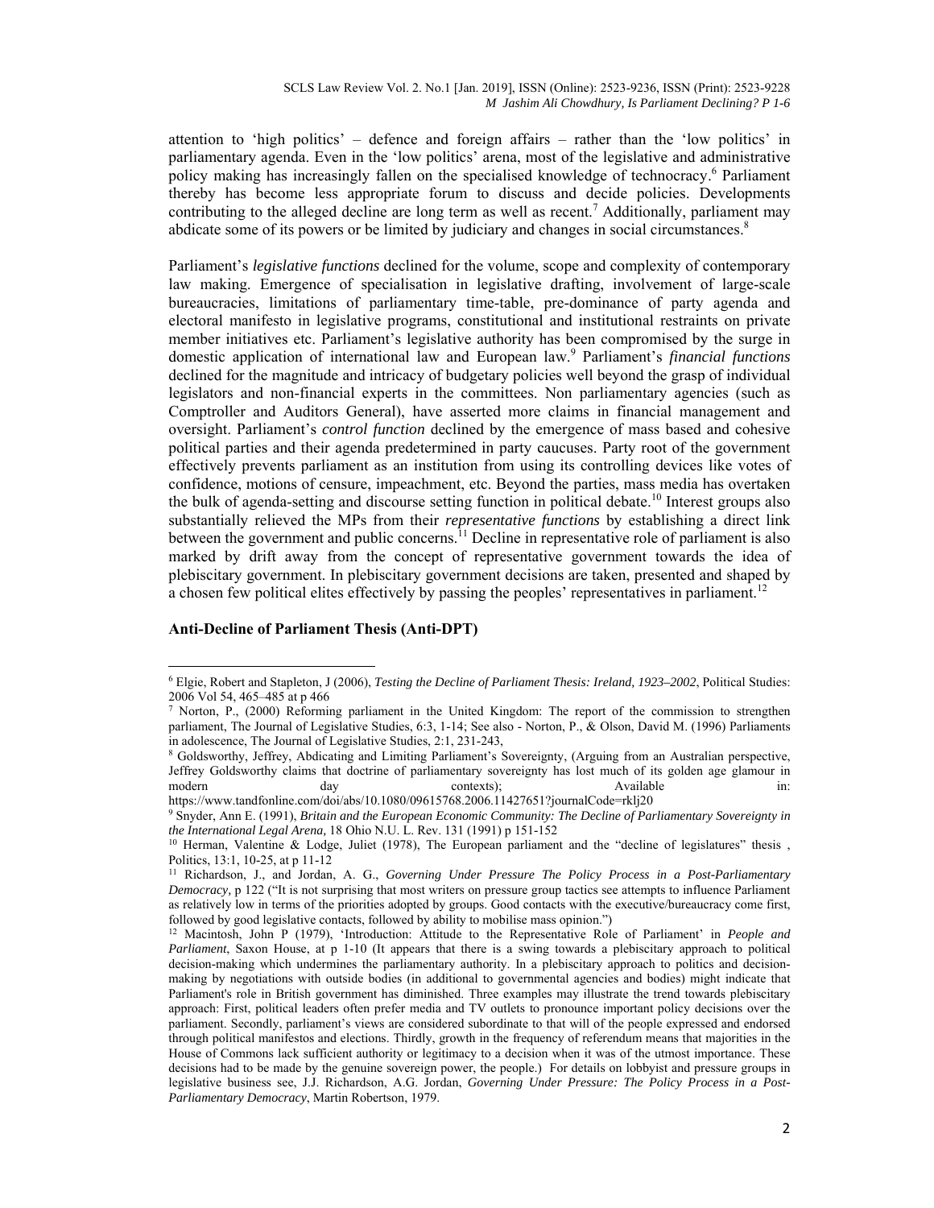attention to 'high politics' – defence and foreign affairs – rather than the 'low politics' in parliamentary agenda. Even in the 'low politics' arena, most of the legislative and administrative policy making has increasingly fallen on the specialised knowledge of technocracy.[6] Parliament thereby has become less appropriate forum to discuss and decide policies. Developments contributing to the alleged decline are long term as well as recent.[7] Additionally, parliament may abdicate some of its powers or be limited by judiciary and changes in social circumstances.[8]

Parliament's *legislative functions* declined for the volume, scope and complexity of contemporary law making. Emergence of specialisation in legislative drafting, involvement of large-scale bureaucracies, limitations of parliamentary time-table, pre-dominance of party agenda and electoral manifesto in legislative programs, constitutional and institutional restraints on private member initiatives etc. Parliament's legislative authority has been compromised by the surge in domestic application of international law and European law.[9] Parliament's *financial functions* declined for the magnitude and intricacy of budgetary policies well beyond the grasp of individual legislators and non-financial experts in the committees. Non parliamentary agencies (such as Comptroller and Auditors General), have asserted more claims in financial management and oversight. Parliament's *control function* declined by the emergence of mass based and cohesive political parties and their agenda predetermined in party caucuses. Party root of the government effectively prevents parliament as an institution from using its controlling devices like votes of confidence, motions of censure, impeachment, etc. Beyond the parties, mass media has overtaken the bulk of agenda-setting and discourse setting function in political debate.[10] Interest groups also substantially relieved the MPs from their *representative functions* by establishing a direct link between the government and public concerns.[11] Decline in representative role of parliament is also marked by drift away from the concept of representative government towards the idea of plebiscitary government. In plebiscitary government decisions are taken, presented and shaped by a chosen few political elites effectively by passing the peoples' representatives in parliament.[12]

**Anti-Decline of Parliament Thesis (Anti-DPT)**

---

[6] Elgie, Robert and Stapleton, J (2006), *Testing the Decline of Parliament Thesis: Ireland, 1923–2002*, Political Studies: 2006 Vol 54, 465–485 at p 466

[7] Norton, P., (2000) Reforming parliament in the United Kingdom: The report of the commission to strengthen parliament, The Journal of Legislative Studies, 6:3, 1-14; See also - Norton, P., & Olson, David M. (1996) Parliaments in adolescence, The Journal of Legislative Studies, 2:1, 231-243,

[8] Goldsworthy, Jeffrey, Abdicating and Limiting Parliament's Sovereignty, (Arguing from an Australian perspective, Jeffrey Goldsworthy claims that doctrine of parliamentary sovereignty has lost much of its golden age glamour in modern day contexts); Available in: https://www.tandfonline.com/doi/abs/10.1080/09615768.2006.11427651?journalCode=rklj20

[9] Snyder, Ann E. (1991), *Britain and the European Economic Community: The Decline of Parliamentary Sovereignty in the International Legal Arena,* 18 Ohio N.U. L. Rev. 131 (1991) p 151-152

[10] Herman, Valentine & Lodge, Juliet (1978), The European parliament and the "decline of legislatures" thesis , Politics, 13:1, 10-25, at p 11-12

[11] Richardson, J., and Jordan, A. G., *Governing Under Pressure The Policy Process in a Post-Parliamentary Democracy,* p 122 ("It is not surprising that most writers on pressure group tactics see attempts to influence Parliament as relatively low in terms of the priorities adopted by groups. Good contacts with the executive/bureaucracy come first, followed by good legislative contacts, followed by ability to mobilise mass opinion.")

[12] Macintosh, John P (1979), 'Introduction: Attitude to the Representative Role of Parliament' in *People and Parliament*, Saxon House, at p 1-10 (It appears that there is a swing towards a plebiscitary approach to political decision-making which undermines the parliamentary authority. In a plebiscitary approach to politics and decision-making by negotiations with outside bodies (in additional to governmental agencies and bodies) might indicate that Parliament's role in British government has diminished. Three examples may illustrate the trend towards plebiscitary approach: First, political leaders often prefer media and TV outlets to pronounce important policy decisions over the parliament. Secondly, parliament's views are considered subordinate to that will of the people expressed and endorsed through political manifestos and elections. Thirdly, growth in the frequency of referendum means that majorities in the House of Commons lack sufficient authority or legitimacy to a decision when it was of the utmost importance. These decisions had to be made by the genuine sovereign power, the people.) For details on lobbyist and pressure groups in legislative business see, J.J. Richardson, A.G. Jordan, *Governing Under Pressure: The Policy Process in a Post-Parliamentary Democracy*, Martin Robertson, 1979.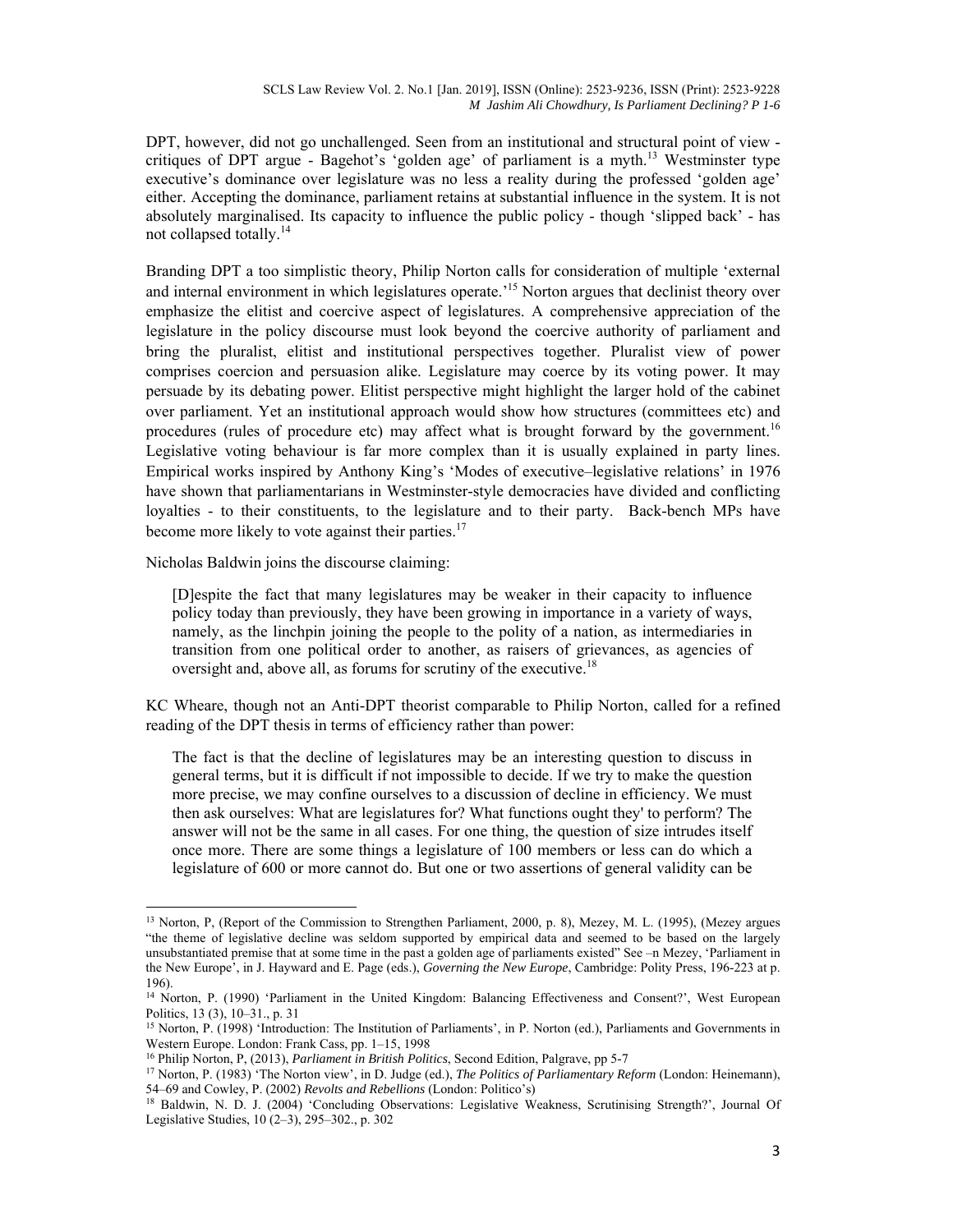DPT, however, did not go unchallenged. Seen from an institutional and structural point of view - critiques of DPT argue - Bagehot's 'golden age' of parliament is a myth.[13] Westminster type executive's dominance over legislature was no less a reality during the professed 'golden age' either. Accepting the dominance, parliament retains at substantial influence in the system. It is not absolutely marginalised. Its capacity to influence the public policy - though 'slipped back' - has not collapsed totally.[14]

Branding DPT a too simplistic theory, Philip Norton calls for consideration of multiple 'external and internal environment in which legislatures operate.'[15] Norton argues that declinist theory over emphasize the elitist and coercive aspect of legislatures. A comprehensive appreciation of the legislature in the policy discourse must look beyond the coercive authority of parliament and bring the pluralist, elitist and institutional perspectives together. Pluralist view of power comprises coercion and persuasion alike. Legislature may coerce by its voting power. It may persuade by its debating power. Elitist perspective might highlight the larger hold of the cabinet over parliament. Yet an institutional approach would show how structures (committees etc) and procedures (rules of procedure etc) may affect what is brought forward by the government.[16] Legislative voting behaviour is far more complex than it is usually explained in party lines. Empirical works inspired by Anthony King's 'Modes of executive–legislative relations' in 1976 have shown that parliamentarians in Westminster-style democracies have divided and conflicting loyalties - to their constituents, to the legislature and to their party. Back-bench MPs have become more likely to vote against their parties.[17]

Nicholas Baldwin joins the discourse claiming:

> [D]espite the fact that many legislatures may be weaker in their capacity to influence policy today than previously, they have been growing in importance in a variety of ways, namely, as the linchpin joining the people to the polity of a nation, as intermediaries in transition from one political order to another, as raisers of grievances, as agencies of oversight and, above all, as forums for scrutiny of the executive.[18]

KC Wheare, though not an Anti-DPT theorist comparable to Philip Norton, called for a refined reading of the DPT thesis in terms of efficiency rather than power:

> The fact is that the decline of legislatures may be an interesting question to discuss in general terms, but it is difficult if not impossible to decide. If we try to make the question more precise, we may confine ourselves to a discussion of decline in efficiency. We must then ask ourselves: What are legislatures for? What functions ought they' to perform? The answer will not be the same in all cases. For one thing, the question of size intrudes itself once more. There are some things a legislature of 100 members or less can do which a legislature of 600 or more cannot do. But one or two assertions of general validity can be

---

[13] Norton, P, (Report of the Commission to Strengthen Parliament, 2000, p. 8), Mezey, M. L. (1995), (Mezey argues "the theme of legislative decline was seldom supported by empirical data and seemed to be based on the largely unsubstantiated premise that at some time in the past a golden age of parliaments existed" See –n Mezey, 'Parliament in the New Europe', in J. Hayward and E. Page (eds.), *Governing the New Europe*, Cambridge: Polity Press, 196-223 at p. 196).

[14] Norton, P. (1990) 'Parliament in the United Kingdom: Balancing Effectiveness and Consent?', West European Politics, 13 (3), 10–31., p. 31

[15] Norton, P. (1998) 'Introduction: The Institution of Parliaments', in P. Norton (ed.), Parliaments and Governments in Western Europe. London: Frank Cass, pp. 1–15, 1998

[16] Philip Norton, P, (2013), *Parliament in British Politics*, Second Edition, Palgrave, pp 5-7

[17] Norton, P. (1983) 'The Norton view', in D. Judge (ed.), *The Politics of Parliamentary Reform* (London: Heinemann), 54–69 and Cowley, P. (2002) *Revolts and Rebellions* (London: Politico's)

[18] Baldwin, N. D. J. (2004) 'Concluding Observations: Legislative Weakness, Scrutinising Strength?', Journal Of Legislative Studies, 10 (2–3), 295–302., p. 302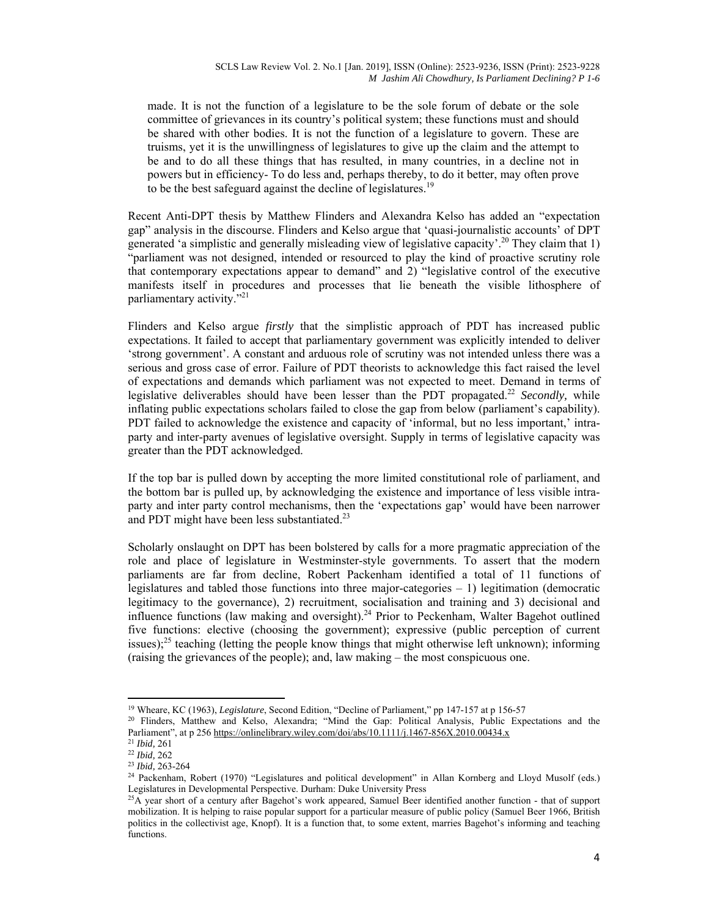> made. It is not the function of a legislature to be the sole forum of debate or the sole committee of grievances in its country's political system; these functions must and should be shared with other bodies. It is not the function of a legislature to govern. These are truisms, yet it is the unwillingness of legislatures to give up the claim and the attempt to be and to do all these things that has resulted, in many countries, in a decline not in powers but in efficiency- To do less and, perhaps thereby, to do it better, may often prove to be the best safeguard against the decline of legislatures.[19]

Recent Anti-DPT thesis by Matthew Flinders and Alexandra Kelso has added an "expectation gap" analysis in the discourse. Flinders and Kelso argue that 'quasi-journalistic accounts' of DPT generated 'a simplistic and generally misleading view of legislative capacity'.[20] They claim that 1) "parliament was not designed, intended or resourced to play the kind of proactive scrutiny role that contemporary expectations appear to demand" and 2) "legislative control of the executive manifests itself in procedures and processes that lie beneath the visible lithosphere of parliamentary activity."[21]

Flinders and Kelso argue *firstly* that the simplistic approach of PDT has increased public expectations. It failed to accept that parliamentary government was explicitly intended to deliver 'strong government'. A constant and arduous role of scrutiny was not intended unless there was a serious and gross case of error. Failure of PDT theorists to acknowledge this fact raised the level of expectations and demands which parliament was not expected to meet. Demand in terms of legislative deliverables should have been lesser than the PDT propagated.[22] ***Secondly,*** while inflating public expectations scholars failed to close the gap from below (parliament's capability). PDT failed to acknowledge the existence and capacity of 'informal, but no less important,' intra-party and inter-party avenues of legislative oversight. Supply in terms of legislative capacity was greater than the PDT acknowledged.

If the top bar is pulled down by accepting the more limited constitutional role of parliament, and the bottom bar is pulled up, by acknowledging the existence and importance of less visible intra-party and inter party control mechanisms, then the 'expectations gap' would have been narrower and PDT might have been less substantiated.[23]

Scholarly onslaught on DPT has been bolstered by calls for a more pragmatic appreciation of the role and place of legislature in Westminster-style governments. To assert that the modern parliaments are far from decline, Robert Packenham identified a total of 11 functions of legislatures and tabled those functions into three major-categories – 1) legitimation (democratic legitimacy to the governance), 2) recruitment, socialisation and training and 3) decisional and influence functions (law making and oversight).[24] Prior to Peckenham, Walter Bagehot outlined five functions: elective (choosing the government); expressive (public perception of current issues);[25] teaching (letting the people know things that might otherwise left unknown); informing (raising the grievances of the people); and, law making – the most conspicuous one.

---

[19] Wheare, KC (1963), *Legislature*, Second Edition, "Decline of Parliament," pp 147-157 at p 156-57

[20] Flinders, Matthew and Kelso, Alexandra; "Mind the Gap: Political Analysis, Public Expectations and the Parliament", at p 256 https://onlinelibrary.wiley.com/doi/abs/10.1111/j.1467-856X.2010.00434.x

[21] *Ibid*, 261

[22] *Ibid,* 262

[23] *Ibid,* 263-264

[24] Packenham, Robert (1970) "Legislatures and political development" in Allan Kornberg and Lloyd Musolf (eds.) Legislatures in Developmental Perspective. Durham: Duke University Press

[25] A year short of a century after Bagehot's work appeared, Samuel Beer identified another function - that of support mobilization. It is helping to raise popular support for a particular measure of public policy (Samuel Beer 1966, British politics in the collectivist age, Knopf). It is a function that, to some extent, marries Bagehot's informing and teaching functions.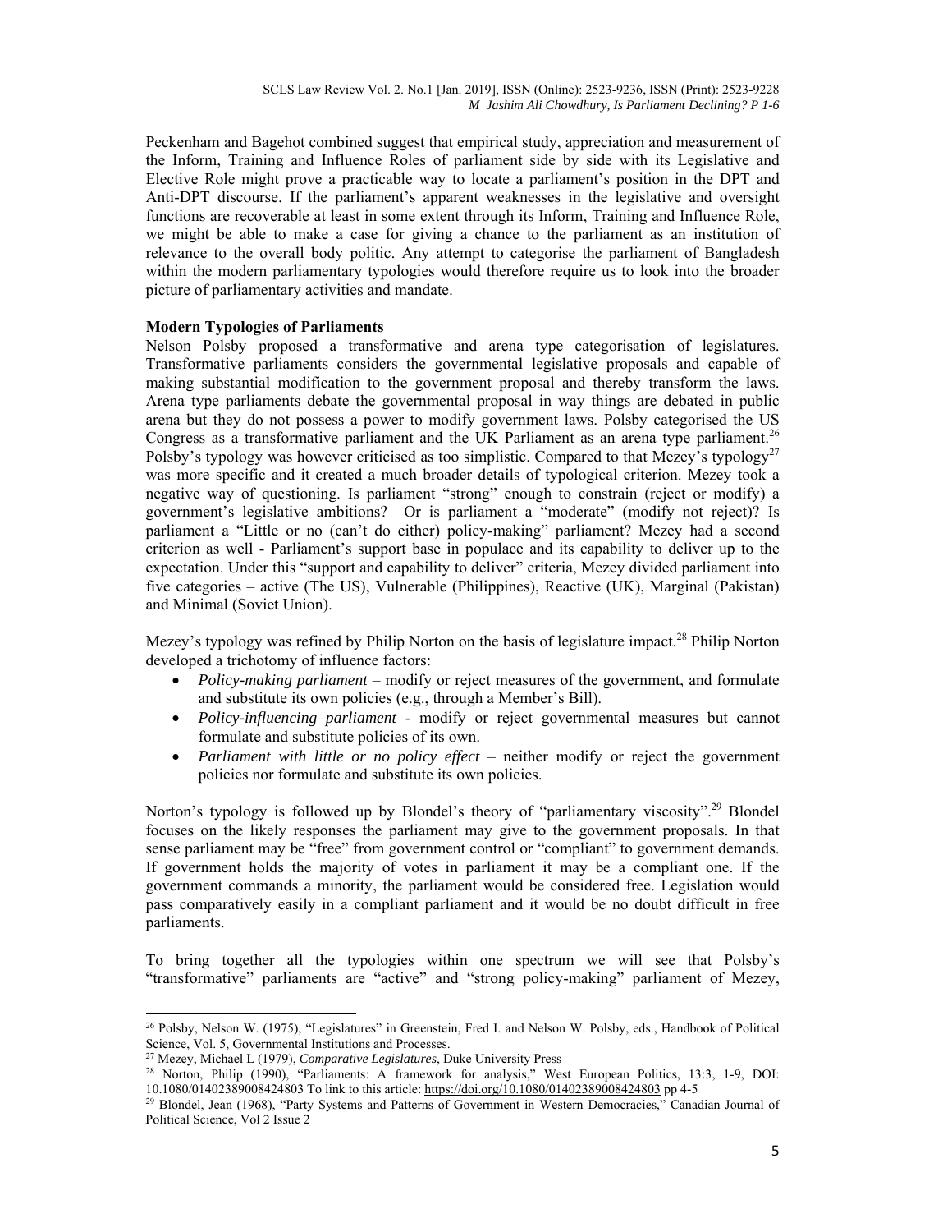Peckenham and Bagehot combined suggest that empirical study, appreciation and measurement of the Inform, Training and Influence Roles of parliament side by side with its Legislative and Elective Role might prove a practicable way to locate a parliament's position in the DPT and Anti-DPT discourse. If the parliament's apparent weaknesses in the legislative and oversight functions are recoverable at least in some extent through its Inform, Training and Influence Role, we might be able to make a case for giving a chance to the parliament as an institution of relevance to the overall body politic. Any attempt to categorise the parliament of Bangladesh within the modern parliamentary typologies would therefore require us to look into the broader picture of parliamentary activities and mandate.

**Modern Typologies of Parliaments**

Nelson Polsby proposed a transformative and arena type categorisation of legislatures. Transformative parliaments considers the governmental legislative proposals and capable of making substantial modification to the government proposal and thereby transform the laws. Arena type parliaments debate the governmental proposal in way things are debated in public arena but they do not possess a power to modify government laws. Polsby categorised the US Congress as a transformative parliament and the UK Parliament as an arena type parliament.[26] Polsby's typology was however criticised as too simplistic. Compared to that Mezey's typology[27] was more specific and it created a much broader details of typological criterion. Mezey took a negative way of questioning. Is parliament "strong" enough to constrain (reject or modify) a government's legislative ambitions? Or is parliament a "moderate" (modify not reject)? Is parliament a "Little or no (can't do either) policy-making" parliament? Mezey had a second criterion as well - Parliament's support base in populace and its capability to deliver up to the expectation. Under this "support and capability to deliver" criteria, Mezey divided parliament into five categories – active (The US), Vulnerable (Philippines), Reactive (UK), Marginal (Pakistan) and Minimal (Soviet Union).

Mezey's typology was refined by Philip Norton on the basis of legislature impact.[28] Philip Norton developed a trichotomy of influence factors:

- *Policy-making parliament* – modify or reject measures of the government, and formulate and substitute its own policies (e.g., through a Member's Bill).
- *Policy-influencing parliament* - modify or reject governmental measures but cannot formulate and substitute policies of its own.
- *Parliament with little or no policy effect* – neither modify or reject the government policies nor formulate and substitute its own policies.

Norton's typology is followed up by Blondel's theory of "parliamentary viscosity".[29] Blondel focuses on the likely responses the parliament may give to the government proposals. In that sense parliament may be "free" from government control or "compliant" to government demands. If government holds the majority of votes in parliament it may be a compliant one. If the government commands a minority, the parliament would be considered free. Legislation would pass comparatively easily in a compliant parliament and it would be no doubt difficult in free parliaments.

To bring together all the typologies within one spectrum we will see that Polsby's "transformative" parliaments are "active" and "strong policy-making" parliament of Mezey,

---

[26] Polsby, Nelson W. (1975), "Legislatures" in Greenstein, Fred I. and Nelson W. Polsby, eds., Handbook of Political Science, Vol. 5, Governmental Institutions and Processes.

[27] Mezey, Michael L (1979), *Comparative Legislatures*, Duke University Press

[28] Norton, Philip (1990), "Parliaments: A framework for analysis," West European Politics, 13:3, 1-9, DOI: 10.1080/01402389008424803 To link to this article: https://doi.org/10.1080/01402389008424803 pp 4-5

[29] Blondel, Jean (1968), "Party Systems and Patterns of Government in Western Democracies," Canadian Journal of Political Science, Vol 2 Issue 2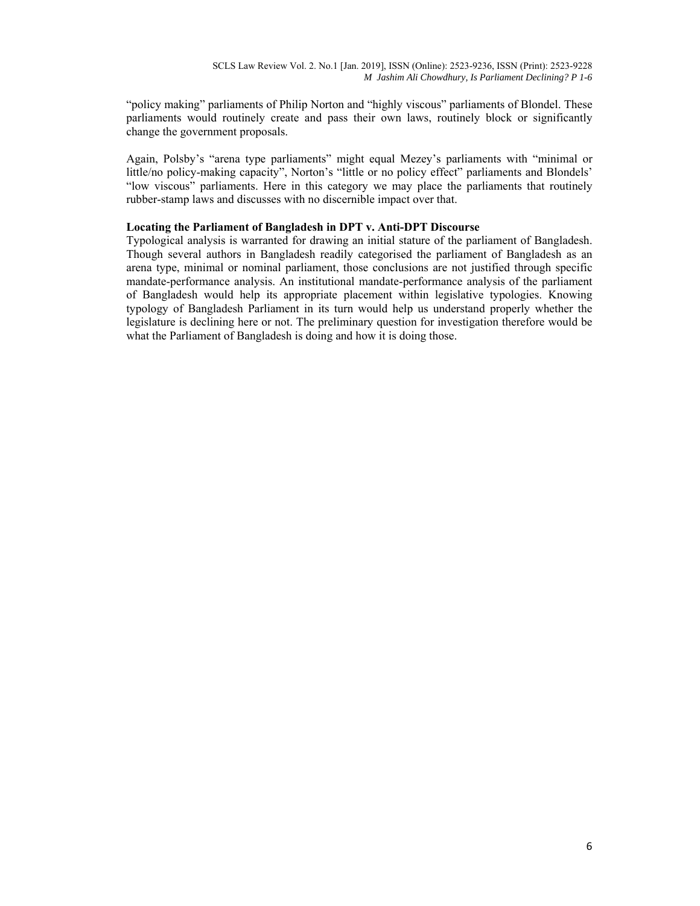"policy making" parliaments of Philip Norton and "highly viscous" parliaments of Blondel. These parliaments would routinely create and pass their own laws, routinely block or significantly change the government proposals.

Again, Polsby's "arena type parliaments" might equal Mezey's parliaments with "minimal or little/no policy-making capacity", Norton's "little or no policy effect" parliaments and Blondels' "low viscous" parliaments. Here in this category we may place the parliaments that routinely rubber-stamp laws and discusses with no discernible impact over that.

**Locating the Parliament of Bangladesh in DPT v. Anti-DPT Discourse**

Typological analysis is warranted for drawing an initial stature of the parliament of Bangladesh. Though several authors in Bangladesh readily categorised the parliament of Bangladesh as an arena type, minimal or nominal parliament, those conclusions are not justified through specific mandate-performance analysis. An institutional mandate-performance analysis of the parliament of Bangladesh would help its appropriate placement within legislative typologies. Knowing typology of Bangladesh Parliament in its turn would help us understand properly whether the legislature is declining here or not. The preliminary question for investigation therefore would be what the Parliament of Bangladesh is doing and how it is doing those.